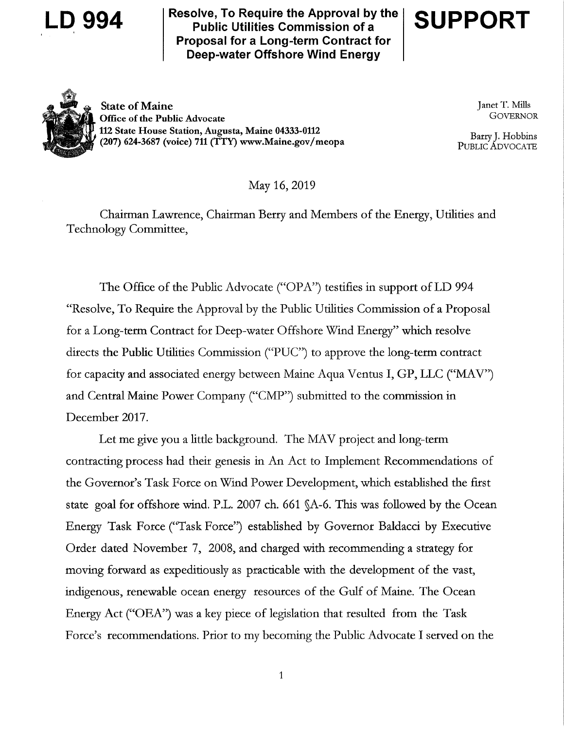**LD 994** | **Resolve, To Require the Approval by the Public Utilities Commission of a Proposal for a Long-term Contract for Deep-water Offshore Wind Energy** | **SUPPORT**

**State of Maine**
**Office of the Public Advocate**
**112 State House Station, Augusta, Maine 04333-0112**
**(207) 624-3687 (voice) 711 (TTY) www.Maine.gov/meopa**

Janet T. Mills
GOVERNOR

Barry J. Hobbins
PUBLIC ADVOCATE

May 16, 2019

Chairman Lawrence, Chairman Berry and Members of the Energy, Utilities and Technology Committee,

The Office of the Public Advocate ("OPA") testifies in support of LD 994 "Resolve, To Require the Approval by the Public Utilities Commission of a Proposal for a Long-term Contract for Deep-water Offshore Wind Energy" which resolve directs the Public Utilities Commission ("PUC") to approve the long-term contract for capacity and associated energy between Maine Aqua Ventus I, GP, LLC ("MAV") and Central Maine Power Company ("CMP") submitted to the commission in December 2017.

Let me give you a little background. The MAV project and long-term contracting process had their genesis in An Act to Implement Recommendations of the Governor's Task Force on Wind Power Development, which established the first state goal for offshore wind. P.L. 2007 ch. 661 §A-6. This was followed by the Ocean Energy Task Force ("Task Force") established by Governor Baldacci by Executive Order dated November 7, 2008, and charged with recommending a strategy for moving forward as expeditiously as practicable with the development of the vast, indigenous, renewable ocean energy resources of the Gulf of Maine. The Ocean Energy Act ("OEA") was a key piece of legislation that resulted from the Task Force's recommendations. Prior to my becoming the Public Advocate I served on the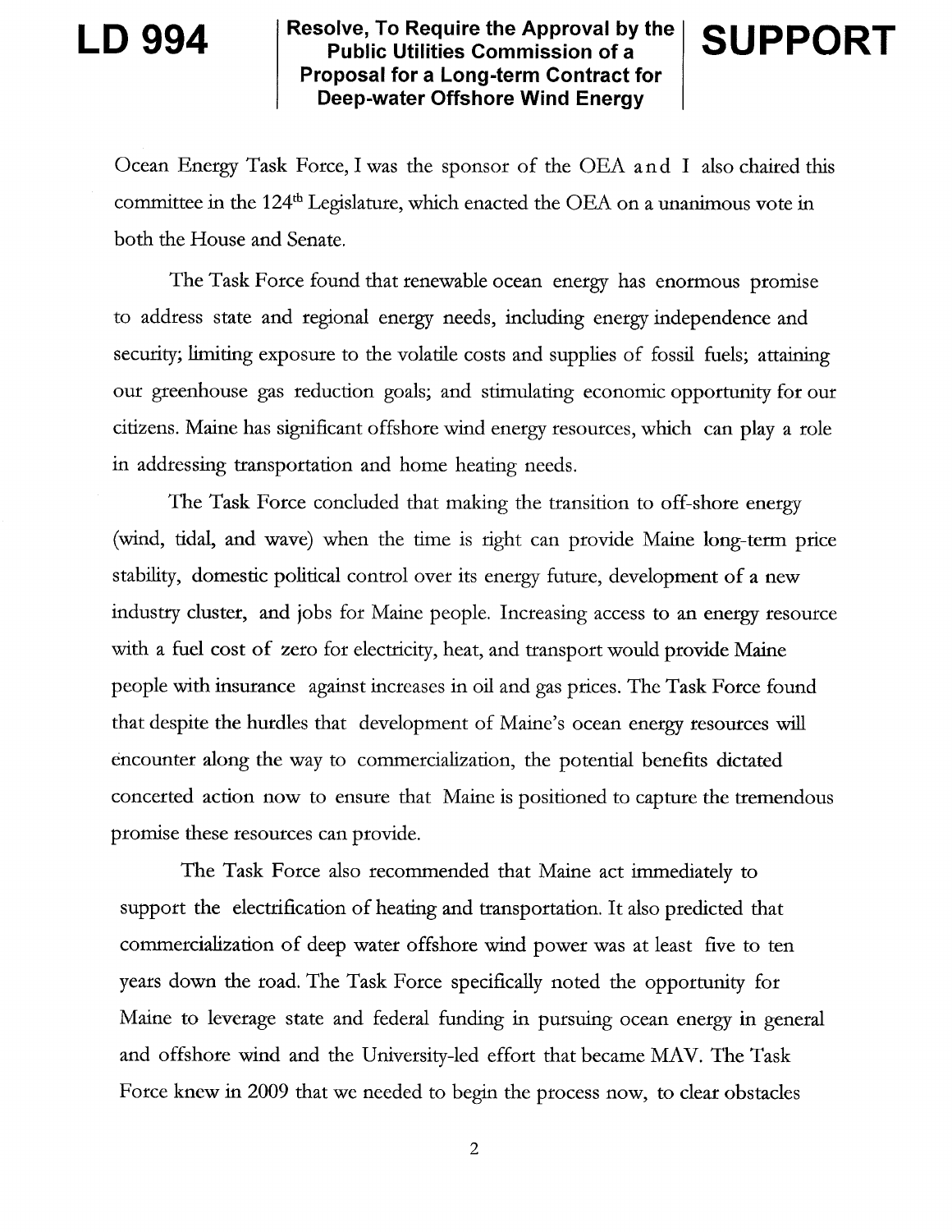Ocean Energy Task Force, I was the sponsor of the OEA and I also chaired this committee in the 124th Legislature, which enacted the OEA on a unanimous vote in both the House and Senate.

The Task Force found that renewable ocean energy has enormous promise to address state and regional energy needs, including energy independence and security; limiting exposure to the volatile costs and supplies of fossil fuels; attaining our greenhouse gas reduction goals; and stimulating economic opportunity for our citizens. Maine has significant offshore wind energy resources, which can play a role in addressing transportation and home heating needs.

The Task Force concluded that making the transition to off-shore energy (wind, tidal, and wave) when the time is right can provide Maine long-term price stability, domestic political control over its energy future, development of a new industry cluster, and jobs for Maine people. Increasing access to an energy resource with a fuel cost of zero for electricity, heat, and transport would provide Maine people with insurance against increases in oil and gas prices. The Task Force found that despite the hurdles that development of Maine's ocean energy resources will encounter along the way to commercialization, the potential benefits dictated concerted action now to ensure that Maine is positioned to capture the tremendous promise these resources can provide.

The Task Force also recommended that Maine act immediately to support the electrification of heating and transportation. It also predicted that commercialization of deep water offshore wind power was at least five to ten years down the road. The Task Force specifically noted the opportunity for Maine to leverage state and federal funding in pursuing ocean energy in general and offshore wind and the University-led effort that became MAV. The Task Force knew in 2009 that we needed to begin the process now, to clear obstacles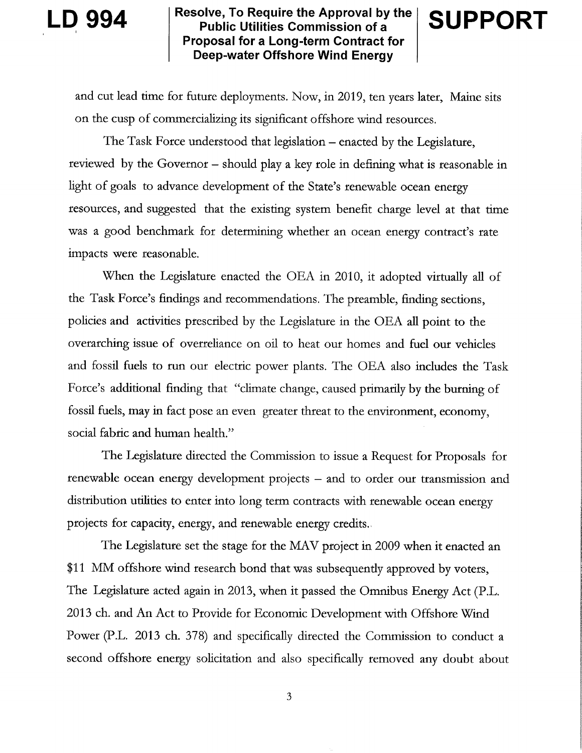and cut lead time for future deployments. Now, in 2019, ten years later, Maine sits on the cusp of commercializing its significant offshore wind resources.

The Task Force understood that legislation – enacted by the Legislature, reviewed by the Governor – should play a key role in defining what is reasonable in light of goals to advance development of the State's renewable ocean energy resources, and suggested that the existing system benefit charge level at that time was a good benchmark for determining whether an ocean energy contract's rate impacts were reasonable.

When the Legislature enacted the OEA in 2010, it adopted virtually all of the Task Force's findings and recommendations. The preamble, finding sections, policies and activities prescribed by the Legislature in the OEA all point to the overarching issue of overreliance on oil to heat our homes and fuel our vehicles and fossil fuels to run our electric power plants. The OEA also includes the Task Force's additional finding that "climate change, caused primarily by the burning of fossil fuels, may in fact pose an even greater threat to the environment, economy, social fabric and human health."

The Legislature directed the Commission to issue a Request for Proposals for renewable ocean energy development projects – and to order our transmission and distribution utilities to enter into long term contracts with renewable ocean energy projects for capacity, energy, and renewable energy credits.

The Legislature set the stage for the MAV project in 2009 when it enacted an $11 MM offshore wind research bond that was subsequently approved by voters, The Legislature acted again in 2013, when it passed the Omnibus Energy Act (P.L. 2013 ch. and An Act to Provide for Economic Development with Offshore Wind Power (P.L. 2013 ch. 378) and specifically directed the Commission to conduct a second offshore energy solicitation and also specifically removed any doubt about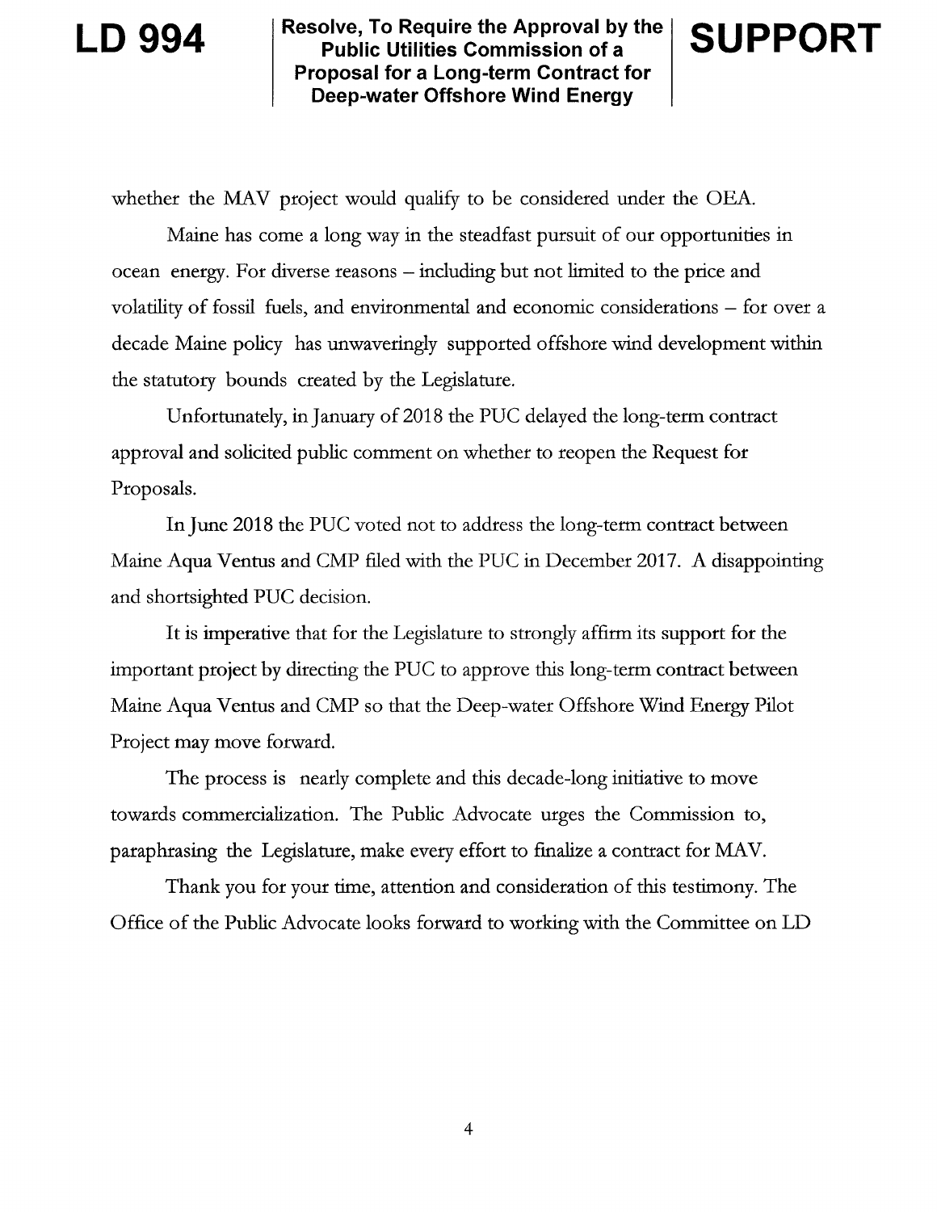whether the MAV project would qualify to be considered under the OEA.

Maine has come a long way in the steadfast pursuit of our opportunities in ocean energy. For diverse reasons – including but not limited to the price and volatility of fossil fuels, and environmental and economic considerations – for over a decade Maine policy has unwaveringly supported offshore wind development within the statutory bounds created by the Legislature.

Unfortunately, in January of 2018 the PUC delayed the long-term contract approval and solicited public comment on whether to reopen the Request for Proposals.

In June 2018 the PUC voted not to address the long-term contract between Maine Aqua Ventus and CMP filed with the PUC in December 2017. A disappointing and shortsighted PUC decision.

It is imperative that for the Legislature to strongly affirm its support for the important project by directing the PUC to approve this long-term contract between Maine Aqua Ventus and CMP so that the Deep-water Offshore Wind Energy Pilot Project may move forward.

The process is nearly complete and this decade-long initiative to move towards commercialization. The Public Advocate urges the Commission to, paraphrasing the Legislature, make every effort to finalize a contract for MAV.

Thank you for your time, attention and consideration of this testimony. The Office of the Public Advocate looks forward to working with the Committee on LD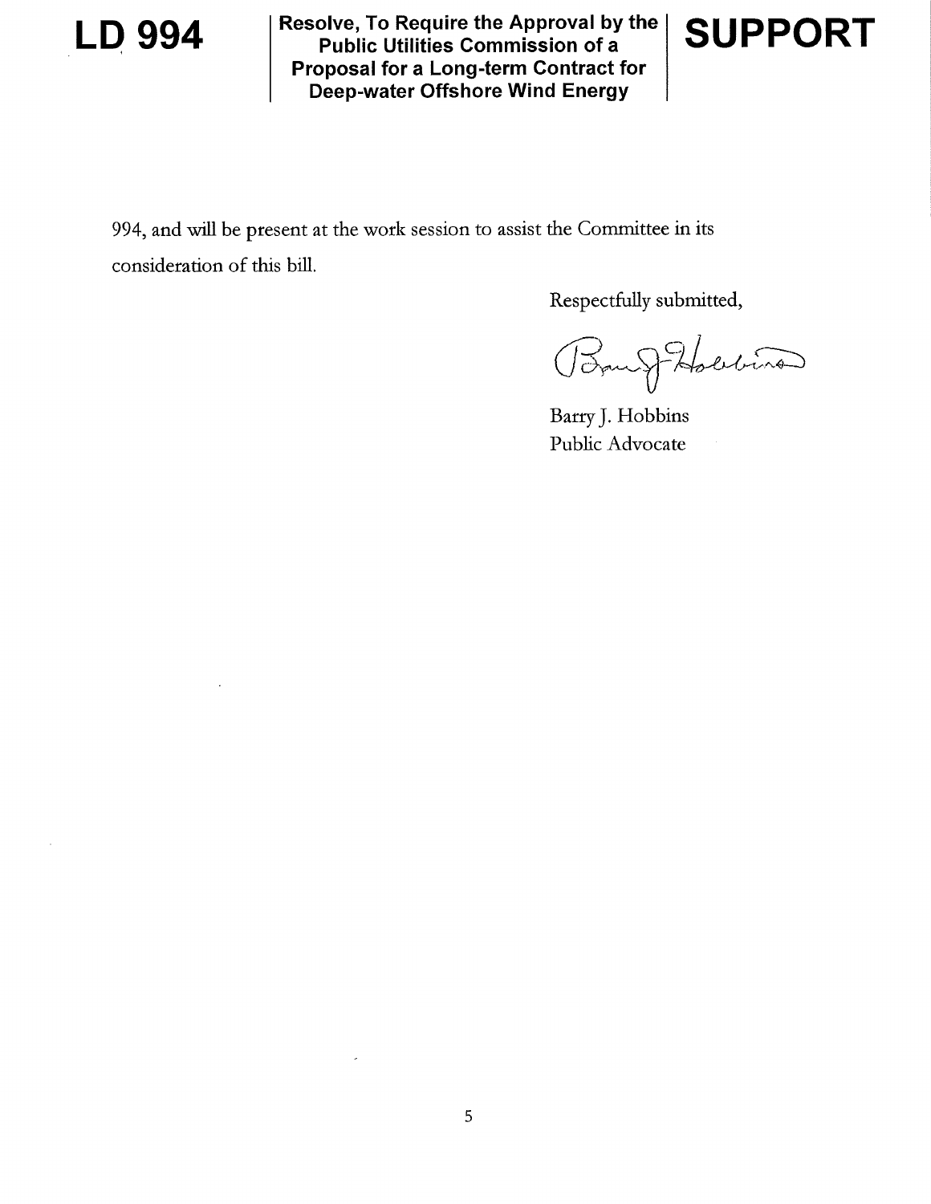994, and will be present at the work session to assist the Committee in its consideration of this bill.

Respectfully submitted,

Barry J. Hobbins
Public Advocate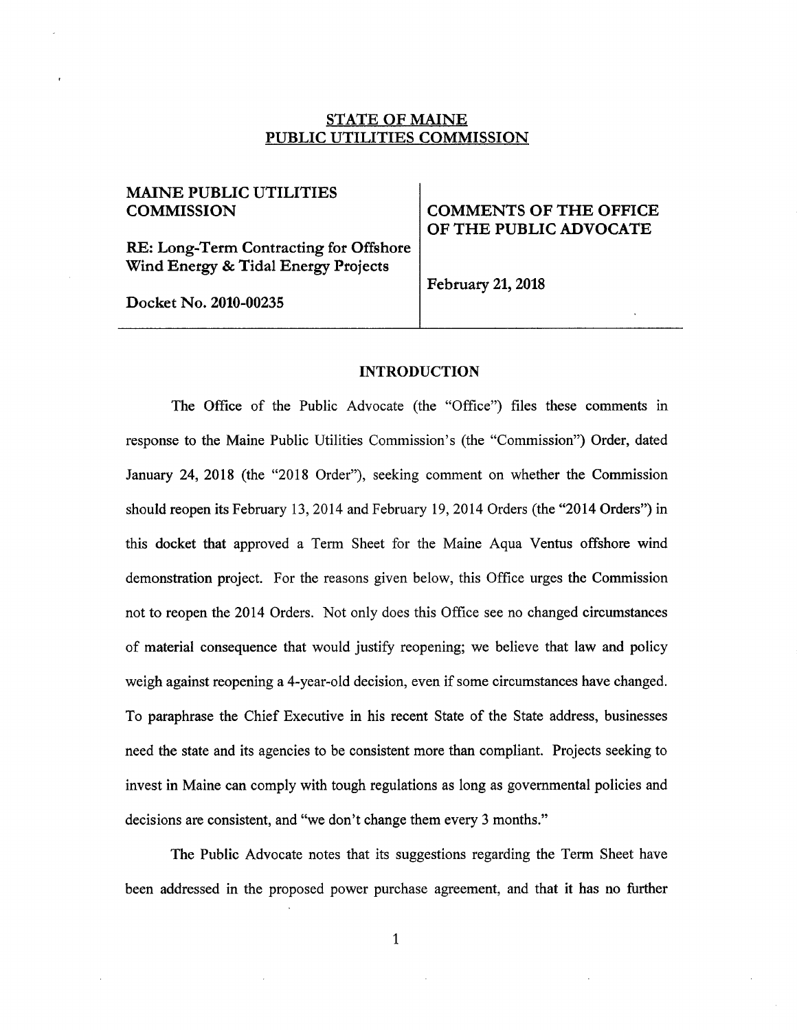# STATE OF MAINE
# PUBLIC UTILITIES COMMISSION

| | |
|---|---|
| **MAINE PUBLIC UTILITIES COMMISSION**<br><br>**RE: Long-Term Contracting for Offshore Wind Energy & Tidal Energy Projects**<br><br>**Docket No. 2010-00235** | **COMMENTS OF THE OFFICE OF THE PUBLIC ADVOCATE**<br><br>**February 21, 2018** |

## INTRODUCTION

The Office of the Public Advocate (the "Office") files these comments in response to the Maine Public Utilities Commission's (the "Commission") Order, dated January 24, 2018 (the "2018 Order"), seeking comment on whether the Commission should reopen its February 13, 2014 and February 19, 2014 Orders (the "2014 Orders") in this docket that approved a Term Sheet for the Maine Aqua Ventus offshore wind demonstration project. For the reasons given below, this Office urges the Commission not to reopen the 2014 Orders. Not only does this Office see no changed circumstances of material consequence that would justify reopening; we believe that law and policy weigh against reopening a 4-year-old decision, even if some circumstances have changed. To paraphrase the Chief Executive in his recent State of the State address, businesses need the state and its agencies to be consistent more than compliant. Projects seeking to invest in Maine can comply with tough regulations as long as governmental policies and decisions are consistent, and "we don't change them every 3 months."

The Public Advocate notes that its suggestions regarding the Term Sheet have been addressed in the proposed power purchase agreement, and that it has no further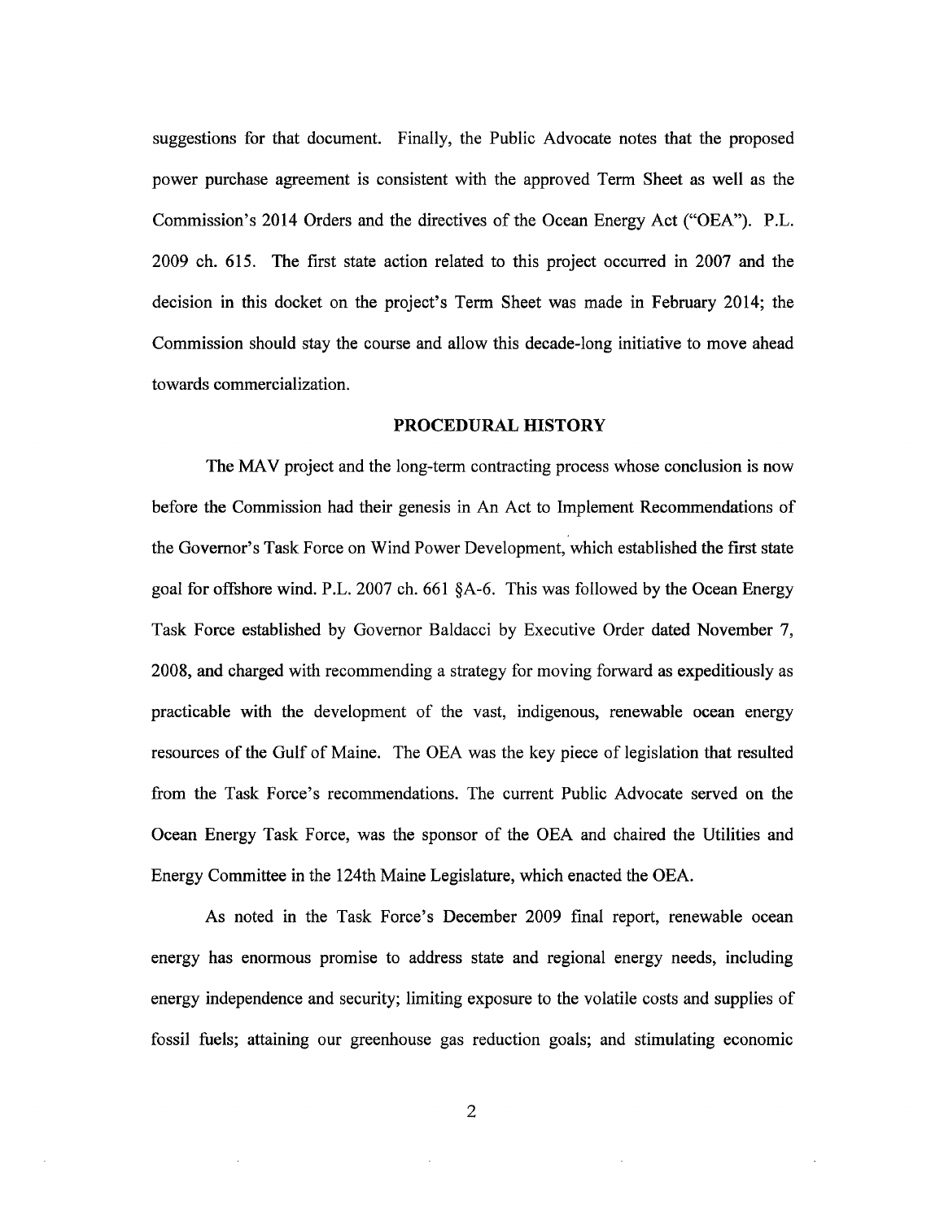suggestions for that document. Finally, the Public Advocate notes that the proposed power purchase agreement is consistent with the approved Term Sheet as well as the Commission's 2014 Orders and the directives of the Ocean Energy Act ("OEA"). P.L. 2009 ch. 615. The first state action related to this project occurred in 2007 and the decision in this docket on the project's Term Sheet was made in February 2014; the Commission should stay the course and allow this decade-long initiative to move ahead towards commercialization.

## PROCEDURAL HISTORY

The MAV project and the long-term contracting process whose conclusion is now before the Commission had their genesis in An Act to Implement Recommendations of the Governor's Task Force on Wind Power Development, which established the first state goal for offshore wind. P.L. 2007 ch. 661 §A-6. This was followed by the Ocean Energy Task Force established by Governor Baldacci by Executive Order dated November 7, 2008, and charged with recommending a strategy for moving forward as expeditiously as practicable with the development of the vast, indigenous, renewable ocean energy resources of the Gulf of Maine. The OEA was the key piece of legislation that resulted from the Task Force's recommendations. The current Public Advocate served on the Ocean Energy Task Force, was the sponsor of the OEA and chaired the Utilities and Energy Committee in the 124th Maine Legislature, which enacted the OEA.

As noted in the Task Force's December 2009 final report, renewable ocean energy has enormous promise to address state and regional energy needs, including energy independence and security; limiting exposure to the volatile costs and supplies of fossil fuels; attaining our greenhouse gas reduction goals; and stimulating economic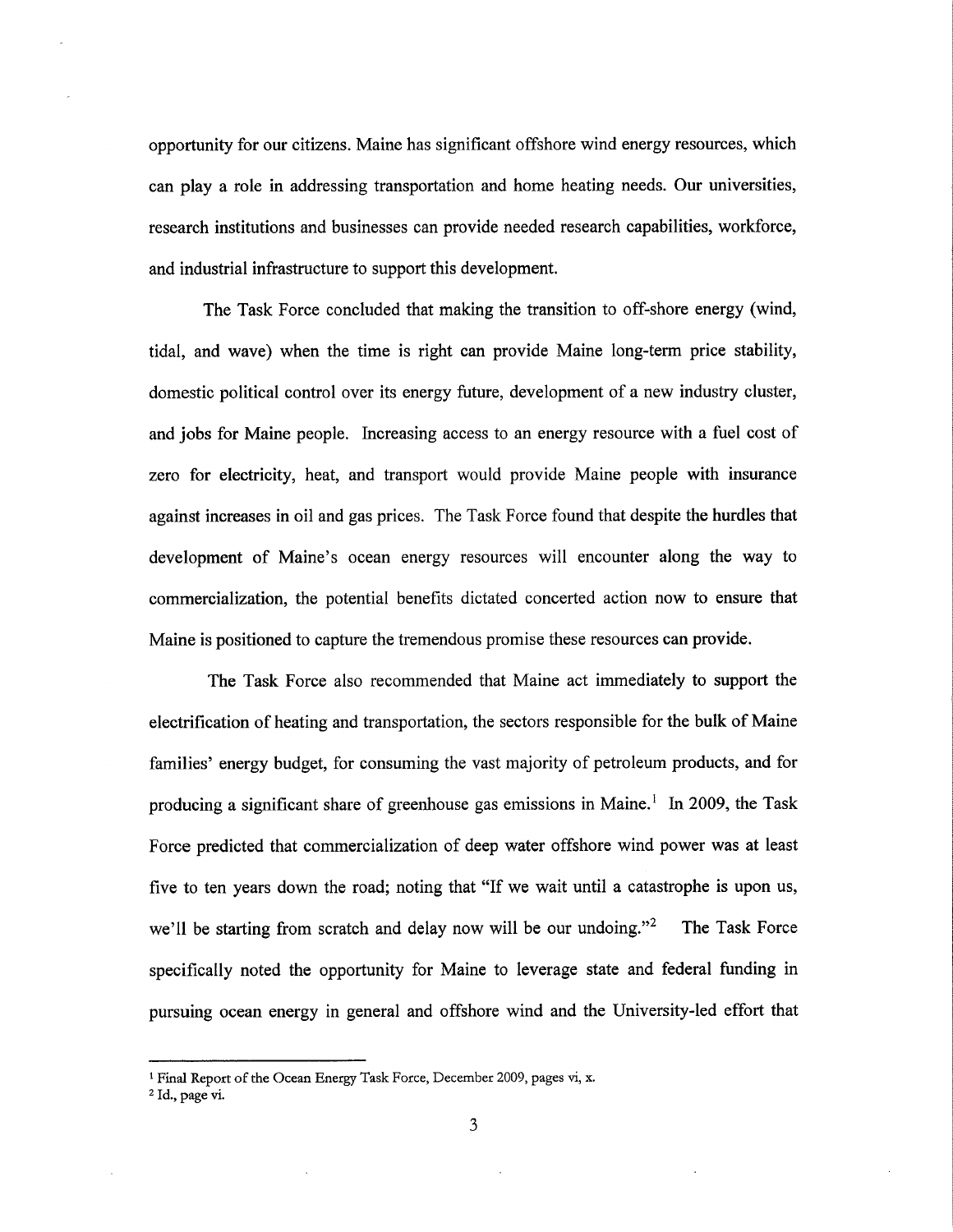opportunity for our citizens. Maine has significant offshore wind energy resources, which can play a role in addressing transportation and home heating needs. Our universities, research institutions and businesses can provide needed research capabilities, workforce, and industrial infrastructure to support this development.

The Task Force concluded that making the transition to off-shore energy (wind, tidal, and wave) when the time is right can provide Maine long-term price stability, domestic political control over its energy future, development of a new industry cluster, and jobs for Maine people. Increasing access to an energy resource with a fuel cost of zero for electricity, heat, and transport would provide Maine people with insurance against increases in oil and gas prices. The Task Force found that despite the hurdles that development of Maine's ocean energy resources will encounter along the way to commercialization, the potential benefits dictated concerted action now to ensure that Maine is positioned to capture the tremendous promise these resources can provide.

The Task Force also recommended that Maine act immediately to support the electrification of heating and transportation, the sectors responsible for the bulk of Maine families' energy budget, for consuming the vast majority of petroleum products, and for producing a significant share of greenhouse gas emissions in Maine.[1] In 2009, the Task Force predicted that commercialization of deep water offshore wind power was at least five to ten years down the road; noting that "If we wait until a catastrophe is upon us, we'll be starting from scratch and delay now will be our undoing."[2] The Task Force specifically noted the opportunity for Maine to leverage state and federal funding in pursuing ocean energy in general and offshore wind and the University-led effort that

---

[1] Final Report of the Ocean Energy Task Force, December 2009, pages vi, x.

[2] Id., page vi.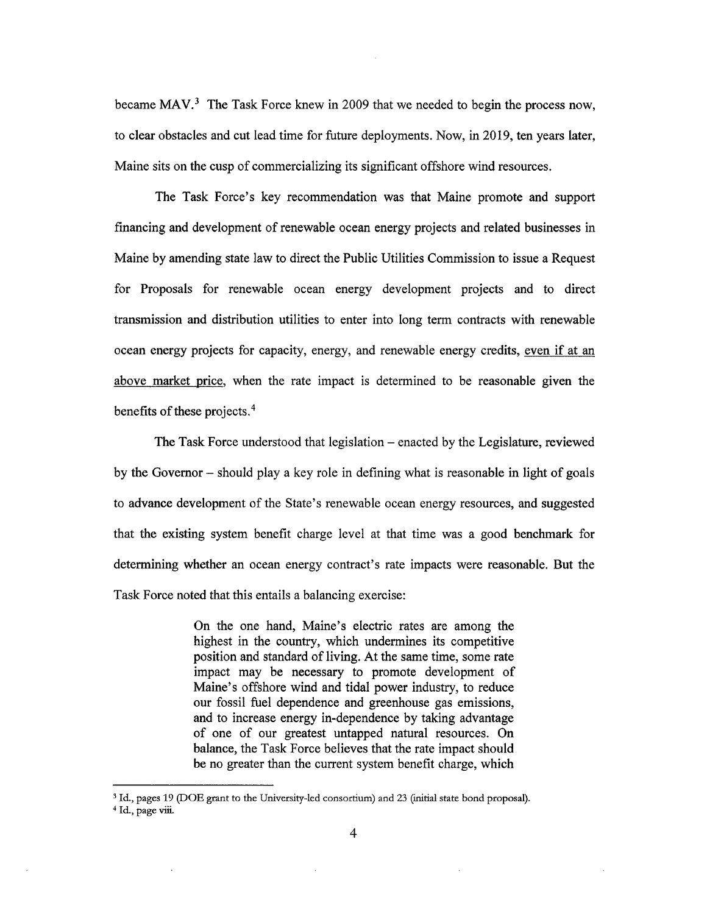became MAV.[3] The Task Force knew in 2009 that we needed to begin the process now, to clear obstacles and cut lead time for future deployments. Now, in 2019, ten years later, Maine sits on the cusp of commercializing its significant offshore wind resources.

The Task Force's key recommendation was that Maine promote and support financing and development of renewable ocean energy projects and related businesses in Maine by amending state law to direct the Public Utilities Commission to issue a Request for Proposals for renewable ocean energy development projects and to direct transmission and distribution utilities to enter into long term contracts with renewable ocean energy projects for capacity, energy, and renewable energy credits, <u>even if at an above market price</u>, when the rate impact is determined to be reasonable given the benefits of these projects.[4]

The Task Force understood that legislation – enacted by the Legislature, reviewed by the Governor – should play a key role in defining what is reasonable in light of goals to advance development of the State's renewable ocean energy resources, and suggested that the existing system benefit charge level at that time was a good benchmark for determining whether an ocean energy contract's rate impacts were reasonable. But the Task Force noted that this entails a balancing exercise:

> On the one hand, Maine's electric rates are among the highest in the country, which undermines its competitive position and standard of living. At the same time, some rate impact may be necessary to promote development of Maine's offshore wind and tidal power industry, to reduce our fossil fuel dependence and greenhouse gas emissions, and to increase energy in-dependence by taking advantage of one of our greatest untapped natural resources. On balance, the Task Force believes that the rate impact should be no greater than the current system benefit charge, which

---

[3] Id., pages 19 (DOE grant to the University-led consortium) and 23 (initial state bond proposal).

[4] Id., page viii.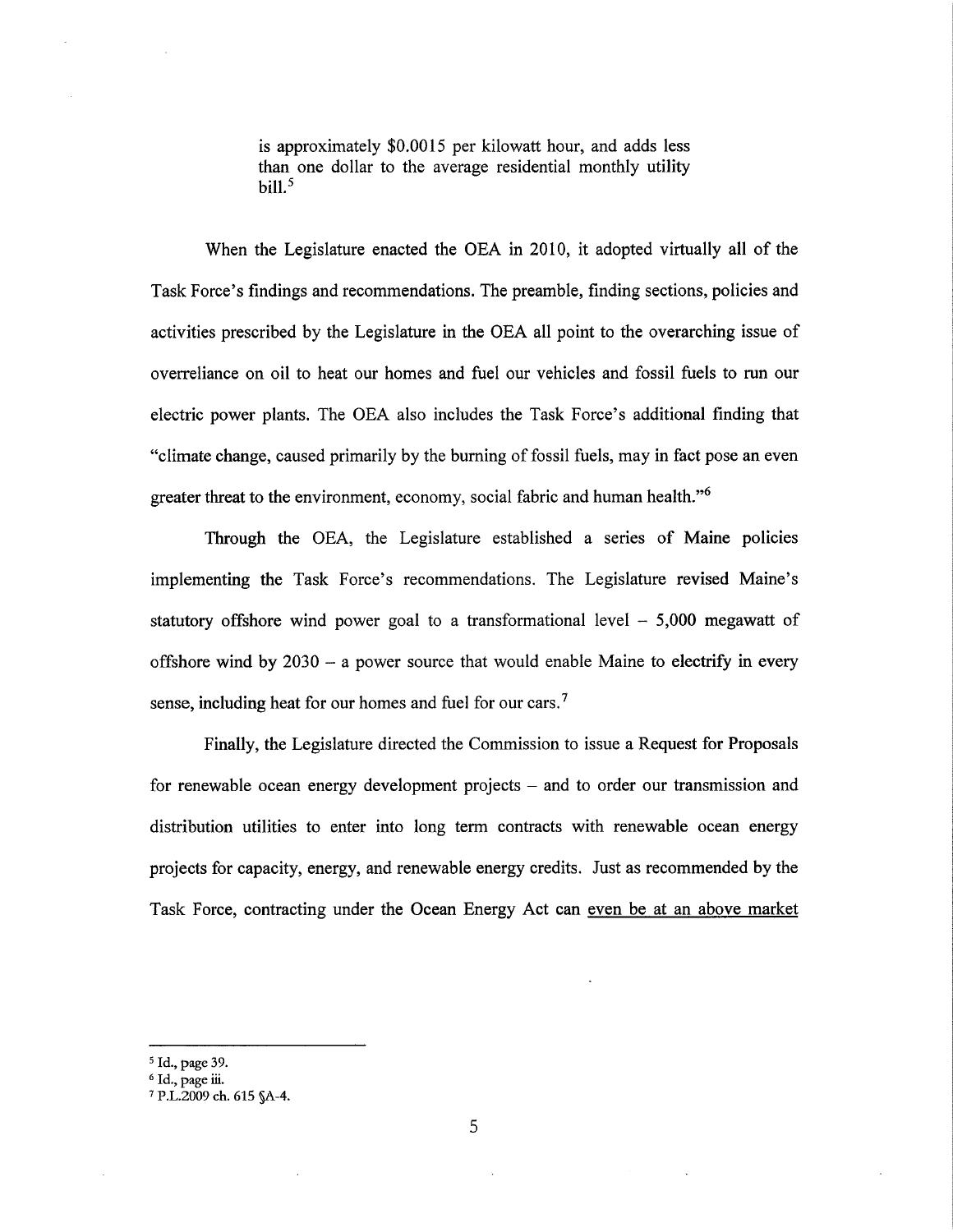is approximately $0.0015 per kilowatt hour, and adds less than one dollar to the average residential monthly utility bill.[5]

When the Legislature enacted the OEA in 2010, it adopted virtually all of the Task Force's findings and recommendations. The preamble, finding sections, policies and activities prescribed by the Legislature in the OEA all point to the overarching issue of overreliance on oil to heat our homes and fuel our vehicles and fossil fuels to run our electric power plants. The OEA also includes the Task Force's additional finding that "climate change, caused primarily by the burning of fossil fuels, may in fact pose an even greater threat to the environment, economy, social fabric and human health."[6]

Through the OEA, the Legislature established a series of Maine policies implementing the Task Force's recommendations. The Legislature revised Maine's statutory offshore wind power goal to a transformational level – 5,000 megawatt of offshore wind by 2030 – a power source that would enable Maine to electrify in every sense, including heat for our homes and fuel for our cars.[7]

Finally, the Legislature directed the Commission to issue a Request for Proposals for renewable ocean energy development projects – and to order our transmission and distribution utilities to enter into long term contracts with renewable ocean energy projects for capacity, energy, and renewable energy credits. Just as recommended by the Task Force, contracting under the Ocean Energy Act can <u>even be at an above market</u>

---

[5] Id., page 39.

[6] Id., page iii.

[7] P.L.2009 ch. 615 §A-4.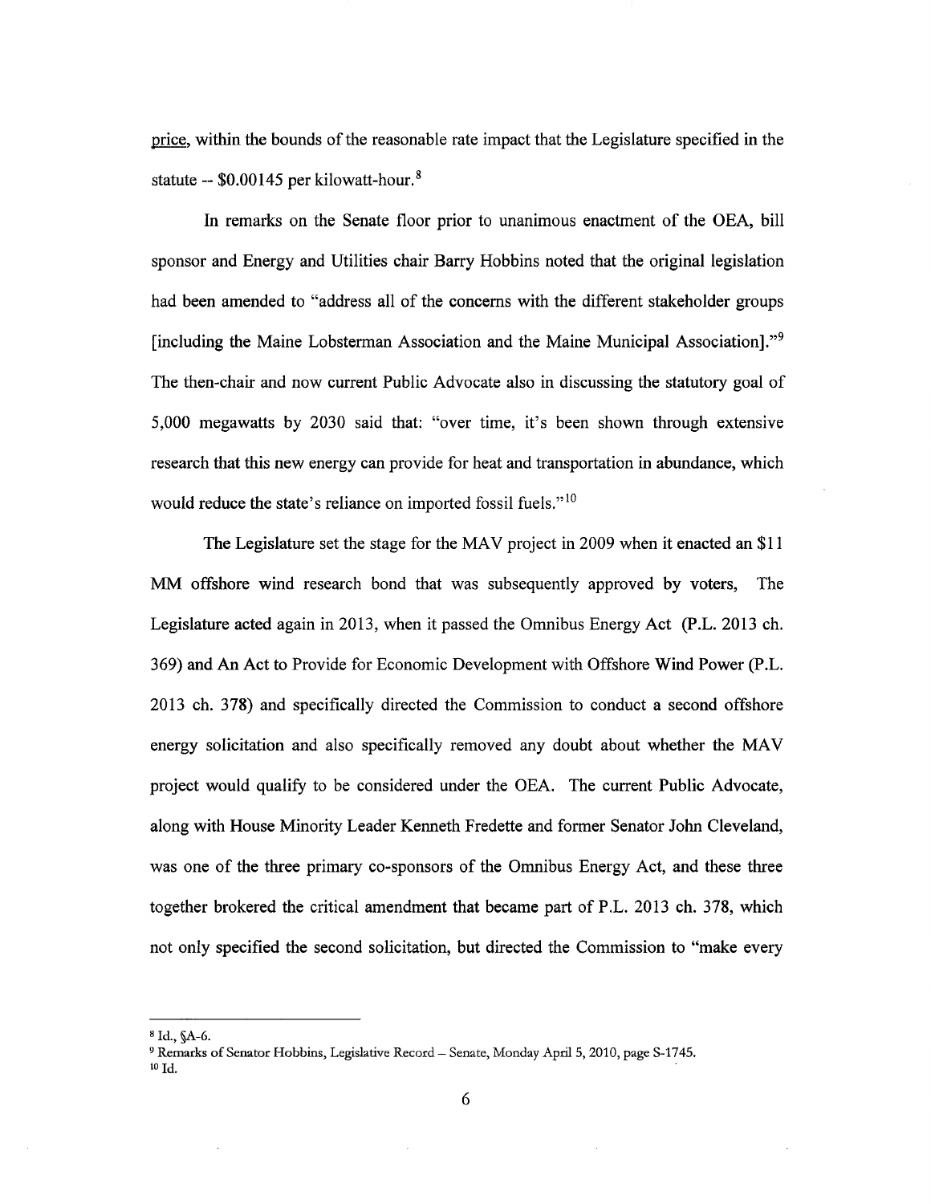price, within the bounds of the reasonable rate impact that the Legislature specified in the statute -- \$0.00145 per kilowatt-hour.[8]

In remarks on the Senate floor prior to unanimous enactment of the OEA, bill sponsor and Energy and Utilities chair Barry Hobbins noted that the original legislation had been amended to "address all of the concerns with the different stakeholder groups [including the Maine Lobsterman Association and the Maine Municipal Association]."[9] The then-chair and now current Public Advocate also in discussing the statutory goal of 5,000 megawatts by 2030 said that: "over time, it's been shown through extensive research that this new energy can provide for heat and transportation in abundance, which would reduce the state's reliance on imported fossil fuels."[10]

The Legislature set the stage for the MAV project in 2009 when it enacted an \$11 MM offshore wind research bond that was subsequently approved by voters, The Legislature acted again in 2013, when it passed the Omnibus Energy Act (P.L. 2013 ch. 369) and An Act to Provide for Economic Development with Offshore Wind Power (P.L. 2013 ch. 378) and specifically directed the Commission to conduct a second offshore energy solicitation and also specifically removed any doubt about whether the MAV project would qualify to be considered under the OEA. The current Public Advocate, along with House Minority Leader Kenneth Fredette and former Senator John Cleveland, was one of the three primary co-sponsors of the Omnibus Energy Act, and these three together brokered the critical amendment that became part of P.L. 2013 ch. 378, which not only specified the second solicitation, but directed the Commission to "make every

---

[8] Id., §A-6.

[9] Remarks of Senator Hobbins, Legislative Record – Senate, Monday April 5, 2010, page S-1745.

[10] Id.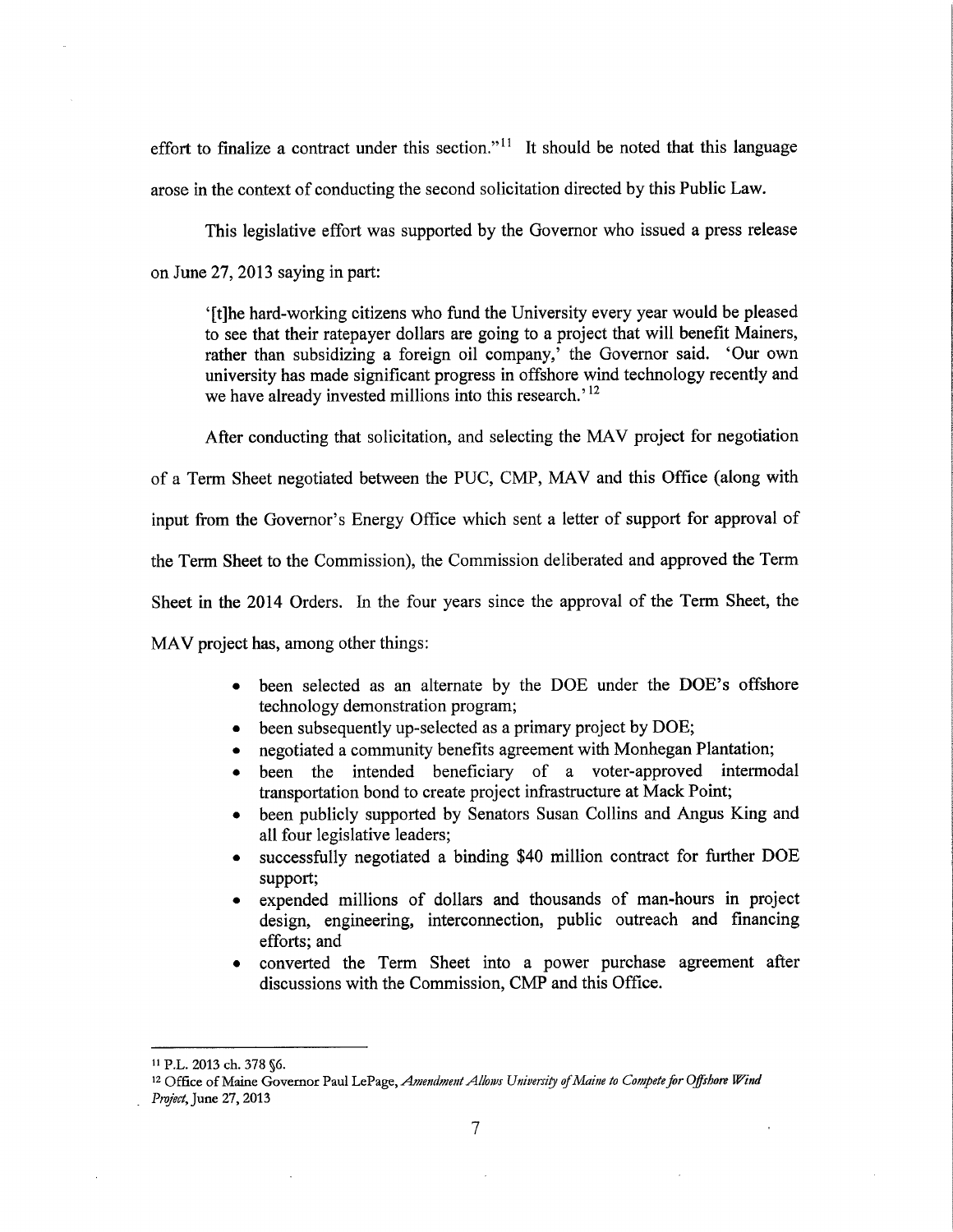effort to finalize a contract under this section."[11] It should be noted that this language arose in the context of conducting the second solicitation directed by this Public Law.

This legislative effort was supported by the Governor who issued a press release on June 27, 2013 saying in part:

> '[t]he hard-working citizens who fund the University every year would be pleased to see that their ratepayer dollars are going to a project that will benefit Mainers, rather than subsidizing a foreign oil company,' the Governor said. 'Our own university has made significant progress in offshore wind technology recently and we have already invested millions into this research.'[12]

After conducting that solicitation, and selecting the MAV project for negotiation of a Term Sheet negotiated between the PUC, CMP, MAV and this Office (along with input from the Governor's Energy Office which sent a letter of support for approval of the Term Sheet to the Commission), the Commission deliberated and approved the Term Sheet in the 2014 Orders. In the four years since the approval of the Term Sheet, the MAV project has, among other things:

- been selected as an alternate by the DOE under the DOE's offshore technology demonstration program;
- been subsequently up-selected as a primary project by DOE;
- negotiated a community benefits agreement with Monhegan Plantation;
- been the intended beneficiary of a voter-approved intermodal transportation bond to create project infrastructure at Mack Point;
- been publicly supported by Senators Susan Collins and Angus King and all four legislative leaders;
- successfully negotiated a binding $40 million contract for further DOE support;
- expended millions of dollars and thousands of man-hours in project design, engineering, interconnection, public outreach and financing efforts; and
- converted the Term Sheet into a power purchase agreement after discussions with the Commission, CMP and this Office.

---

[11] P.L. 2013 ch. 378 §6.

[12] Office of Maine Governor Paul LePage, *Amendment Allows University of Maine to Compete for Offshore Wind Project*, June 27, 2013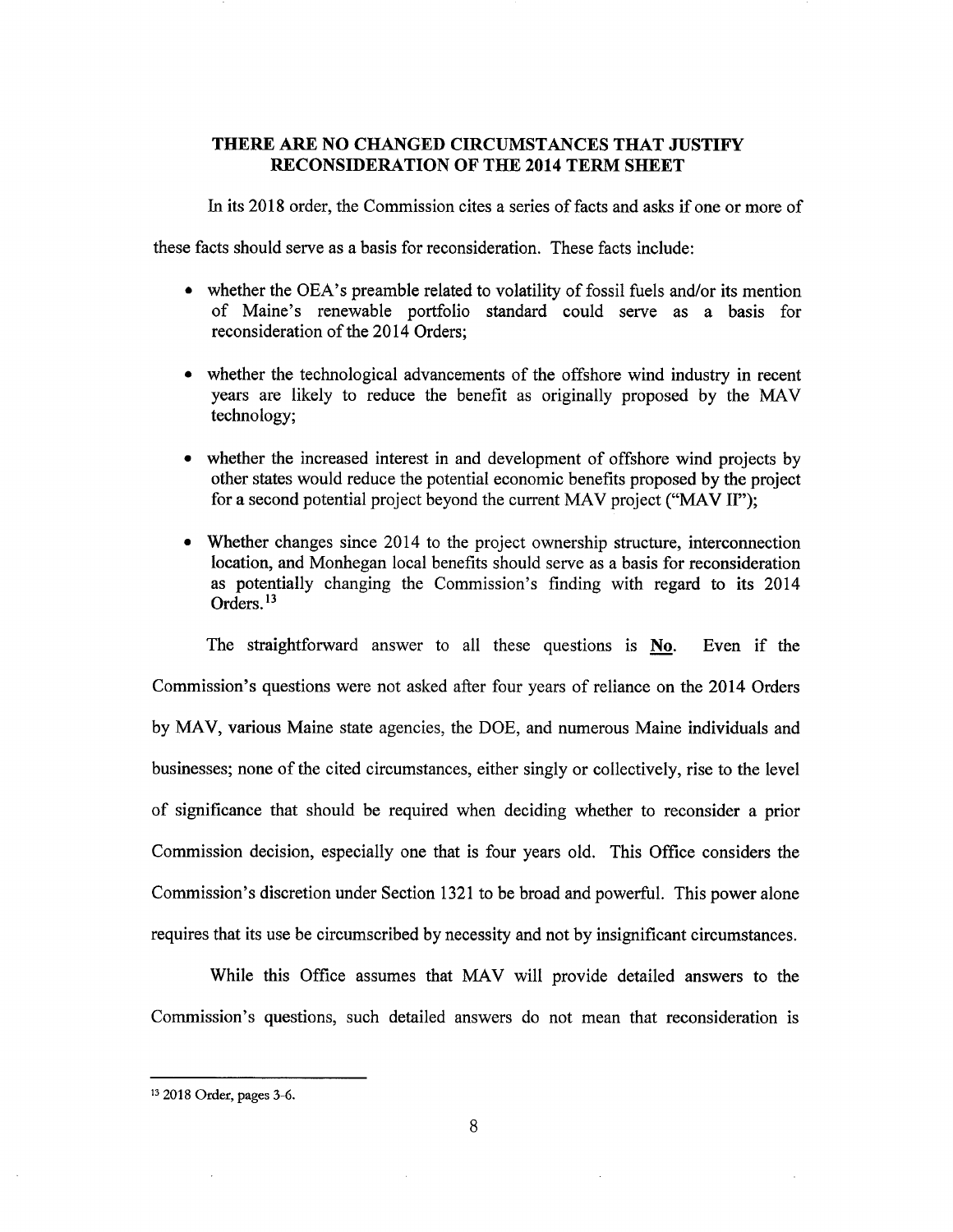## THERE ARE NO CHANGED CIRCUMSTANCES THAT JUSTIFY RECONSIDERATION OF THE 2014 TERM SHEET

In its 2018 order, the Commission cites a series of facts and asks if one or more of these facts should serve as a basis for reconsideration. These facts include:

- whether the OEA's preamble related to volatility of fossil fuels and/or its mention of Maine's renewable portfolio standard could serve as a basis for reconsideration of the 2014 Orders;
- whether the technological advancements of the offshore wind industry in recent years are likely to reduce the benefit as originally proposed by the MAV technology;
- whether the increased interest in and development of offshore wind projects by other states would reduce the potential economic benefits proposed by the project for a second potential project beyond the current MAV project ("MAV II");
- Whether changes since 2014 to the project ownership structure, interconnection location, and Monhegan local benefits should serve as a basis for reconsideration as potentially changing the Commission's finding with regard to its 2014 Orders.[13]

The straightforward answer to all these questions is **No**. Even if the Commission's questions were not asked after four years of reliance on the 2014 Orders by MAV, various Maine state agencies, the DOE, and numerous Maine individuals and businesses; none of the cited circumstances, either singly or collectively, rise to the level of significance that should be required when deciding whether to reconsider a prior Commission decision, especially one that is four years old. This Office considers the Commission's discretion under Section 1321 to be broad and powerful. This power alone requires that its use be circumscribed by necessity and not by insignificant circumstances.

While this Office assumes that MAV will provide detailed answers to the Commission's questions, such detailed answers do not mean that reconsideration is

[13] 2018 Order, pages 3-6.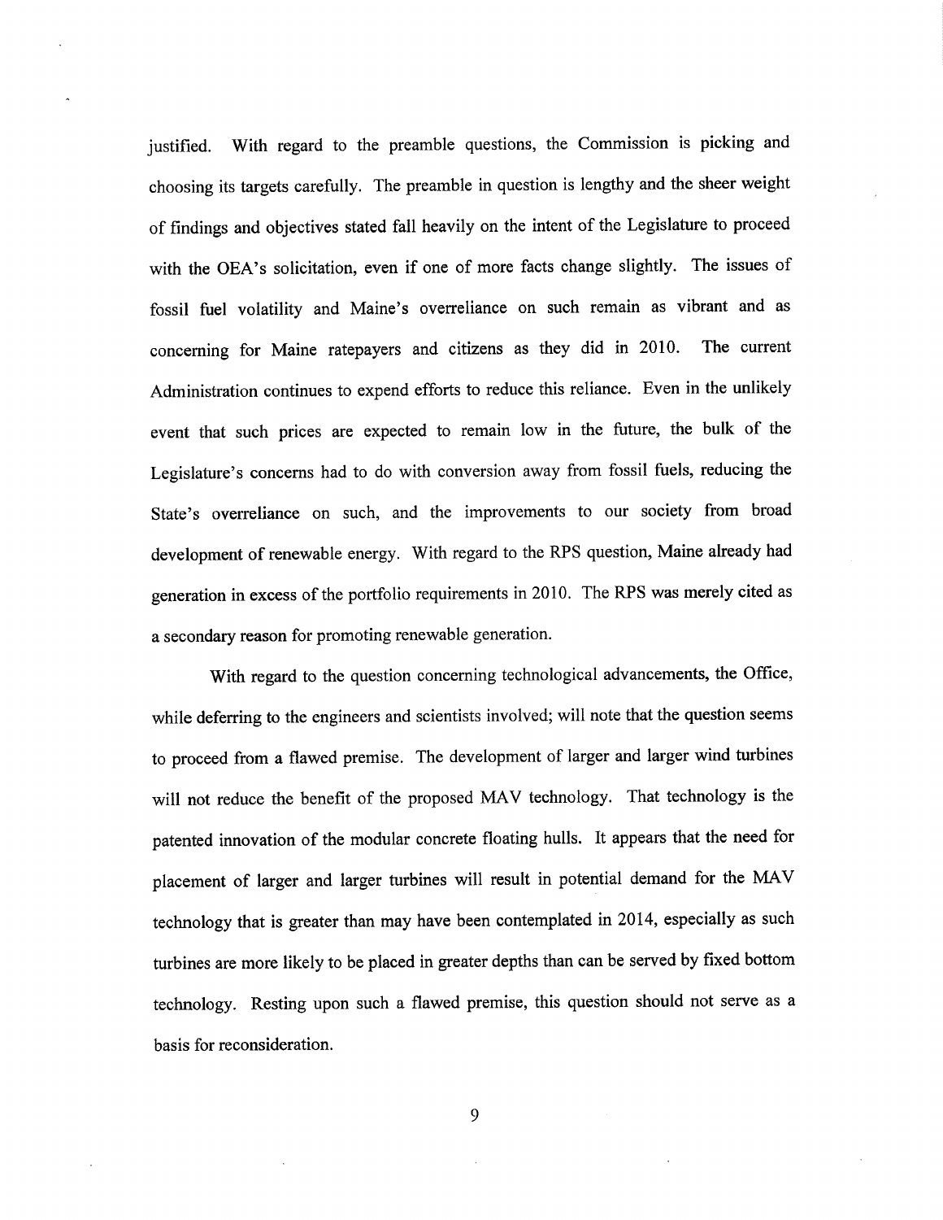justified. With regard to the preamble questions, the Commission is picking and choosing its targets carefully. The preamble in question is lengthy and the sheer weight of findings and objectives stated fall heavily on the intent of the Legislature to proceed with the OEA's solicitation, even if one of more facts change slightly. The issues of fossil fuel volatility and Maine's overreliance on such remain as vibrant and as concerning for Maine ratepayers and citizens as they did in 2010. The current Administration continues to expend efforts to reduce this reliance. Even in the unlikely event that such prices are expected to remain low in the future, the bulk of the Legislature's concerns had to do with conversion away from fossil fuels, reducing the State's overreliance on such, and the improvements to our society from broad development of renewable energy. With regard to the RPS question, Maine already had generation in excess of the portfolio requirements in 2010. The RPS was merely cited as a secondary reason for promoting renewable generation.

With regard to the question concerning technological advancements, the Office, while deferring to the engineers and scientists involved; will note that the question seems to proceed from a flawed premise. The development of larger and larger wind turbines will not reduce the benefit of the proposed MAV technology. That technology is the patented innovation of the modular concrete floating hulls. It appears that the need for placement of larger and larger turbines will result in potential demand for the MAV technology that is greater than may have been contemplated in 2014, especially as such turbines are more likely to be placed in greater depths than can be served by fixed bottom technology. Resting upon such a flawed premise, this question should not serve as a basis for reconsideration.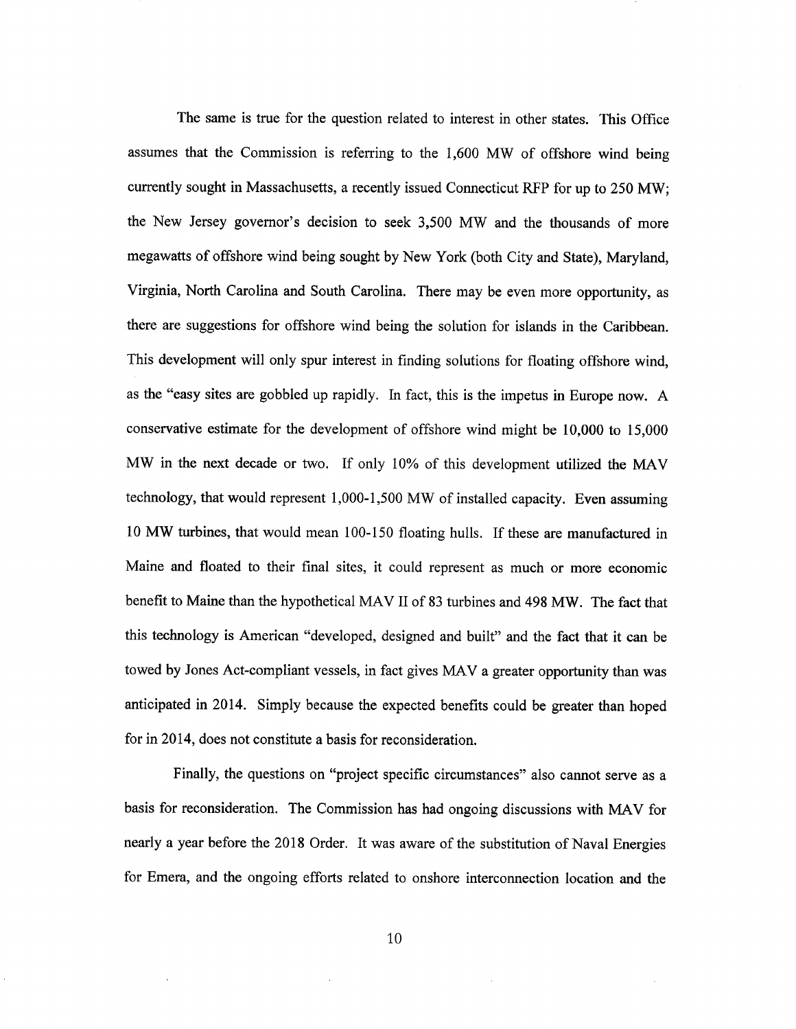The same is true for the question related to interest in other states. This Office assumes that the Commission is referring to the 1,600 MW of offshore wind being currently sought in Massachusetts, a recently issued Connecticut RFP for up to 250 MW; the New Jersey governor's decision to seek 3,500 MW and the thousands of more megawatts of offshore wind being sought by New York (both City and State), Maryland, Virginia, North Carolina and South Carolina. There may be even more opportunity, as there are suggestions for offshore wind being the solution for islands in the Caribbean. This development will only spur interest in finding solutions for floating offshore wind, as the "easy sites are gobbled up rapidly. In fact, this is the impetus in Europe now. A conservative estimate for the development of offshore wind might be 10,000 to 15,000 MW in the next decade or two. If only 10% of this development utilized the MAV technology, that would represent 1,000-1,500 MW of installed capacity. Even assuming 10 MW turbines, that would mean 100-150 floating hulls. If these are manufactured in Maine and floated to their final sites, it could represent as much or more economic benefit to Maine than the hypothetical MAV II of 83 turbines and 498 MW. The fact that this technology is American "developed, designed and built" and the fact that it can be towed by Jones Act-compliant vessels, in fact gives MAV a greater opportunity than was anticipated in 2014. Simply because the expected benefits could be greater than hoped for in 2014, does not constitute a basis for reconsideration.

Finally, the questions on "project specific circumstances" also cannot serve as a basis for reconsideration. The Commission has had ongoing discussions with MAV for nearly a year before the 2018 Order. It was aware of the substitution of Naval Energies for Emera, and the ongoing efforts related to onshore interconnection location and the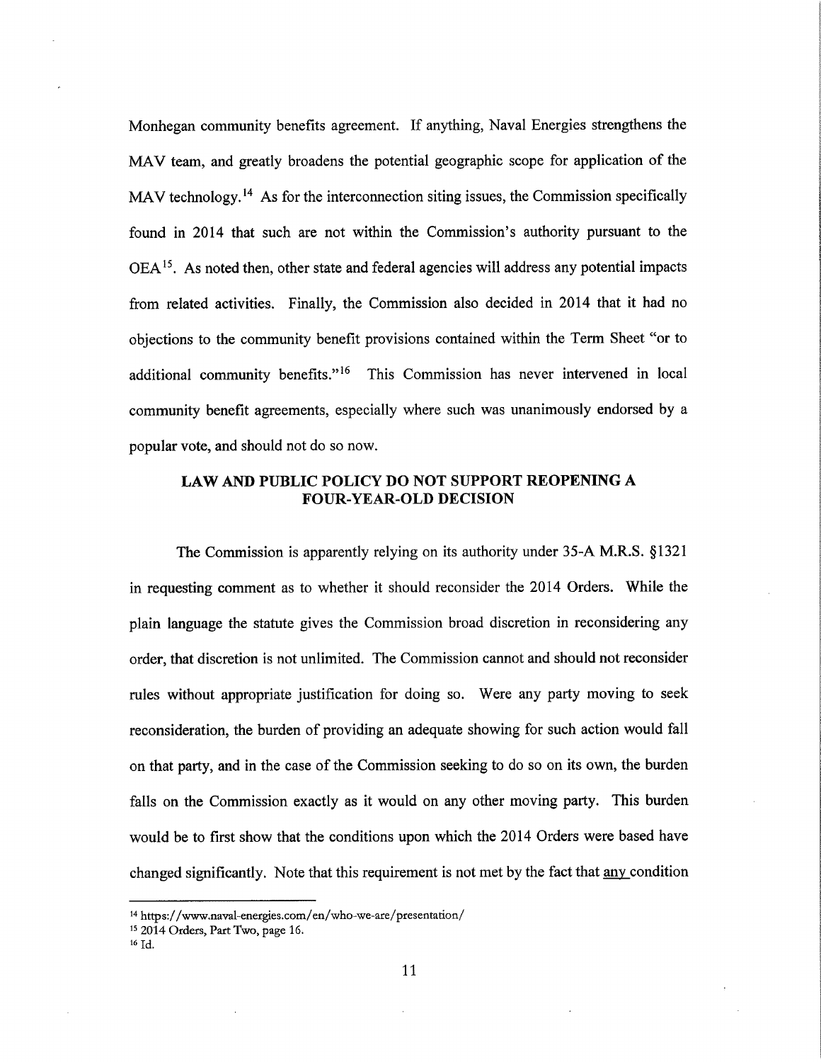Monhegan community benefits agreement. If anything, Naval Energies strengthens the MAV team, and greatly broadens the potential geographic scope for application of the MAV technology.[14] As for the interconnection siting issues, the Commission specifically found in 2014 that such are not within the Commission's authority pursuant to the OEA[15]. As noted then, other state and federal agencies will address any potential impacts from related activities. Finally, the Commission also decided in 2014 that it had no objections to the community benefit provisions contained within the Term Sheet "or to additional community benefits."[16] This Commission has never intervened in local community benefit agreements, especially where such was unanimously endorsed by a popular vote, and should not do so now.

## LAW AND PUBLIC POLICY DO NOT SUPPORT REOPENING A FOUR-YEAR-OLD DECISION

The Commission is apparently relying on its authority under 35-A M.R.S. §1321 in requesting comment as to whether it should reconsider the 2014 Orders. While the plain language the statute gives the Commission broad discretion in reconsidering any order, that discretion is not unlimited. The Commission cannot and should not reconsider rules without appropriate justification for doing so. Were any party moving to seek reconsideration, the burden of providing an adequate showing for such action would fall on that party, and in the case of the Commission seeking to do so on its own, the burden falls on the Commission exactly as it would on any other moving party. This burden would be to first show that the conditions upon which the 2014 Orders were based have changed significantly. Note that this requirement is not met by the fact that <u>any</u> condition

---

[14] https://www.naval-energies.com/en/who-we-are/presentation/

[15] 2014 Orders, Part Two, page 16.

[16] Id.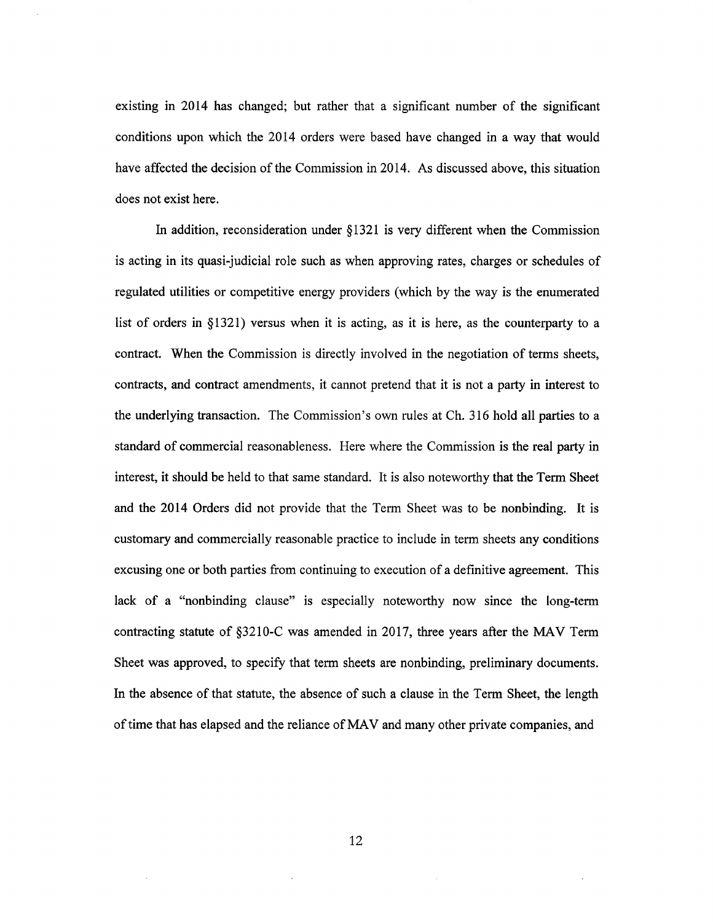existing in 2014 has changed; but rather that a significant number of the significant conditions upon which the 2014 orders were based have changed in a way that would have affected the decision of the Commission in 2014. As discussed above, this situation does not exist here.

In addition, reconsideration under §1321 is very different when the Commission is acting in its quasi-judicial role such as when approving rates, charges or schedules of regulated utilities or competitive energy providers (which by the way is the enumerated list of orders in §1321) versus when it is acting, as it is here, as the counterparty to a contract. When the Commission is directly involved in the negotiation of terms sheets, contracts, and contract amendments, it cannot pretend that it is not a party in interest to the underlying transaction. The Commission's own rules at Ch. 316 hold all parties to a standard of commercial reasonableness. Here where the Commission is the real party in interest, it should be held to that same standard. It is also noteworthy that the Term Sheet and the 2014 Orders did not provide that the Term Sheet was to be nonbinding. It is customary and commercially reasonable practice to include in term sheets any conditions excusing one or both parties from continuing to execution of a definitive agreement. This lack of a "nonbinding clause" is especially noteworthy now since the long-term contracting statute of §3210-C was amended in 2017, three years after the MAV Term Sheet was approved, to specify that term sheets are nonbinding, preliminary documents. In the absence of that statute, the absence of such a clause in the Term Sheet, the length of time that has elapsed and the reliance of MAV and many other private companies, and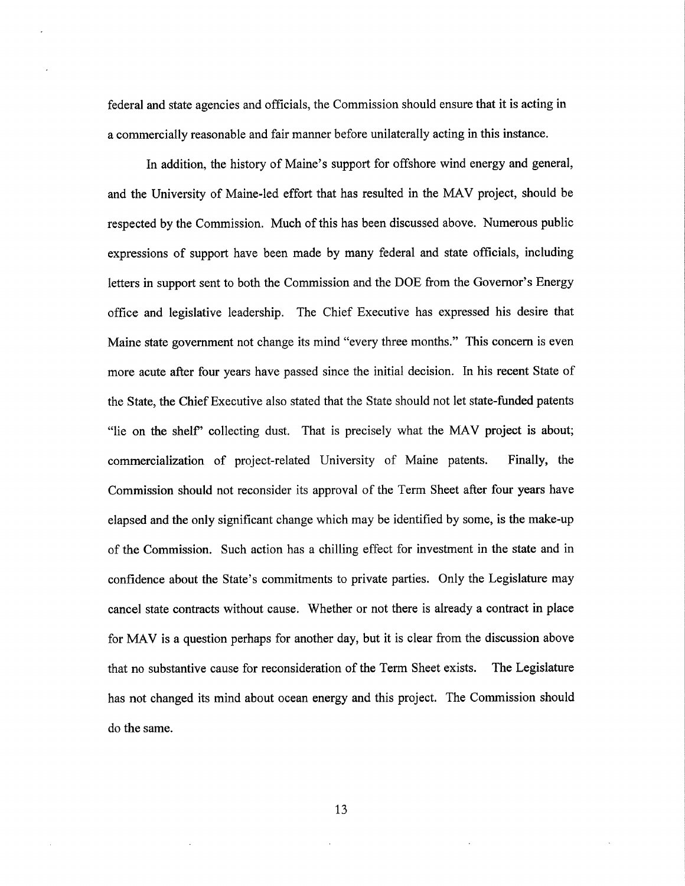federal and state agencies and officials, the Commission should ensure that it is acting in a commercially reasonable and fair manner before unilaterally acting in this instance.

In addition, the history of Maine's support for offshore wind energy and general, and the University of Maine-led effort that has resulted in the MAV project, should be respected by the Commission. Much of this has been discussed above. Numerous public expressions of support have been made by many federal and state officials, including letters in support sent to both the Commission and the DOE from the Governor's Energy office and legislative leadership. The Chief Executive has expressed his desire that Maine state government not change its mind "every three months." This concern is even more acute after four years have passed since the initial decision. In his recent State of the State, the Chief Executive also stated that the State should not let state-funded patents "lie on the shelf" collecting dust. That is precisely what the MAV project is about; commercialization of project-related University of Maine patents. Finally, the Commission should not reconsider its approval of the Term Sheet after four years have elapsed and the only significant change which may be identified by some, is the make-up of the Commission. Such action has a chilling effect for investment in the state and in confidence about the State's commitments to private parties. Only the Legislature may cancel state contracts without cause. Whether or not there is already a contract in place for MAV is a question perhaps for another day, but it is clear from the discussion above that no substantive cause for reconsideration of the Term Sheet exists. The Legislature has not changed its mind about ocean energy and this project. The Commission should do the same.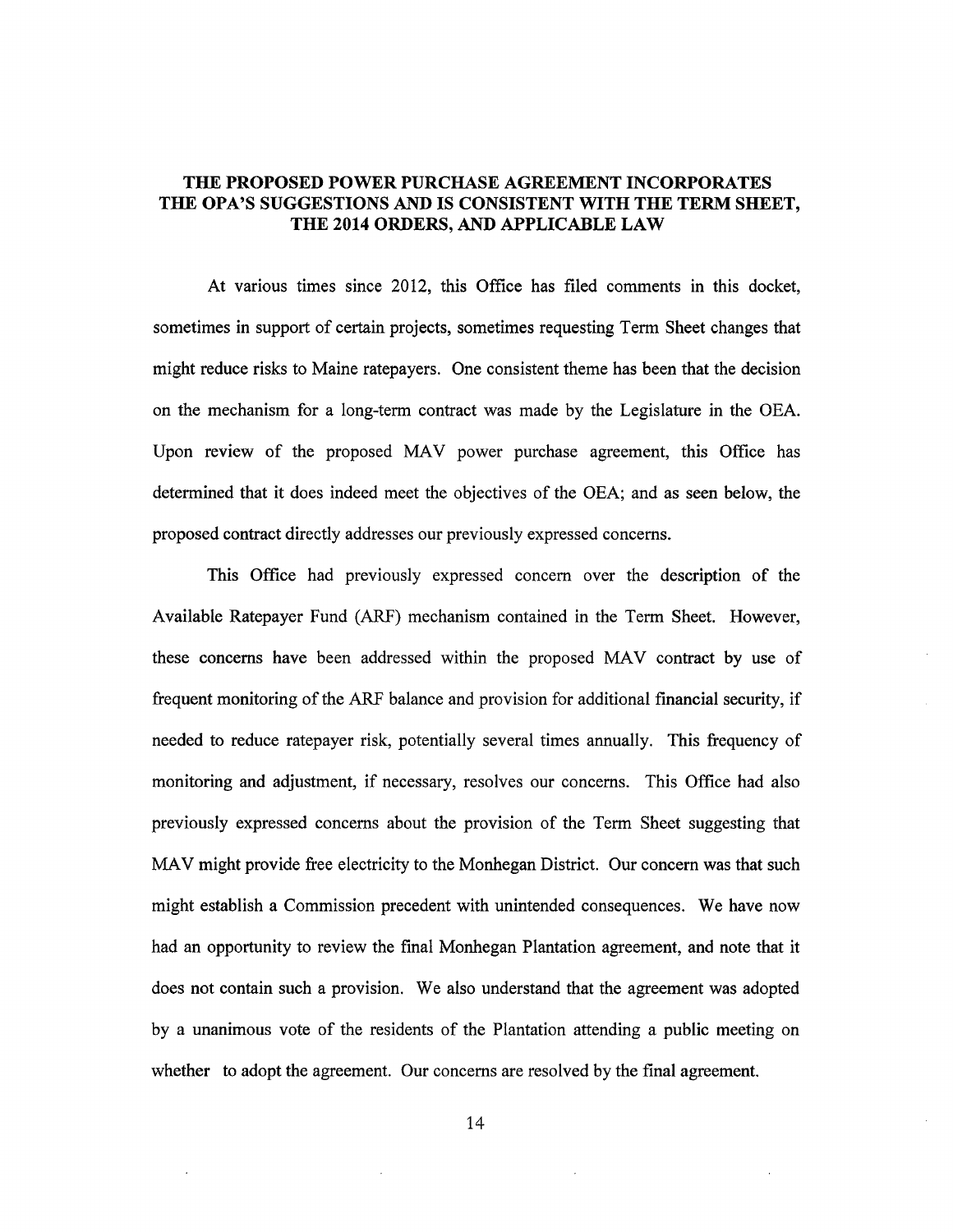## THE PROPOSED POWER PURCHASE AGREEMENT INCORPORATES THE OPA'S SUGGESTIONS AND IS CONSISTENT WITH THE TERM SHEET, THE 2014 ORDERS, AND APPLICABLE LAW

At various times since 2012, this Office has filed comments in this docket, sometimes in support of certain projects, sometimes requesting Term Sheet changes that might reduce risks to Maine ratepayers. One consistent theme has been that the decision on the mechanism for a long-term contract was made by the Legislature in the OEA. Upon review of the proposed MAV power purchase agreement, this Office has determined that it does indeed meet the objectives of the OEA; and as seen below, the proposed contract directly addresses our previously expressed concerns.

This Office had previously expressed concern over the description of the Available Ratepayer Fund (ARF) mechanism contained in the Term Sheet. However, these concerns have been addressed within the proposed MAV contract by use of frequent monitoring of the ARF balance and provision for additional financial security, if needed to reduce ratepayer risk, potentially several times annually. This frequency of monitoring and adjustment, if necessary, resolves our concerns. This Office had also previously expressed concerns about the provision of the Term Sheet suggesting that MAV might provide free electricity to the Monhegan District. Our concern was that such might establish a Commission precedent with unintended consequences. We have now had an opportunity to review the final Monhegan Plantation agreement, and note that it does not contain such a provision. We also understand that the agreement was adopted by a unanimous vote of the residents of the Plantation attending a public meeting on whether to adopt the agreement. Our concerns are resolved by the final agreement.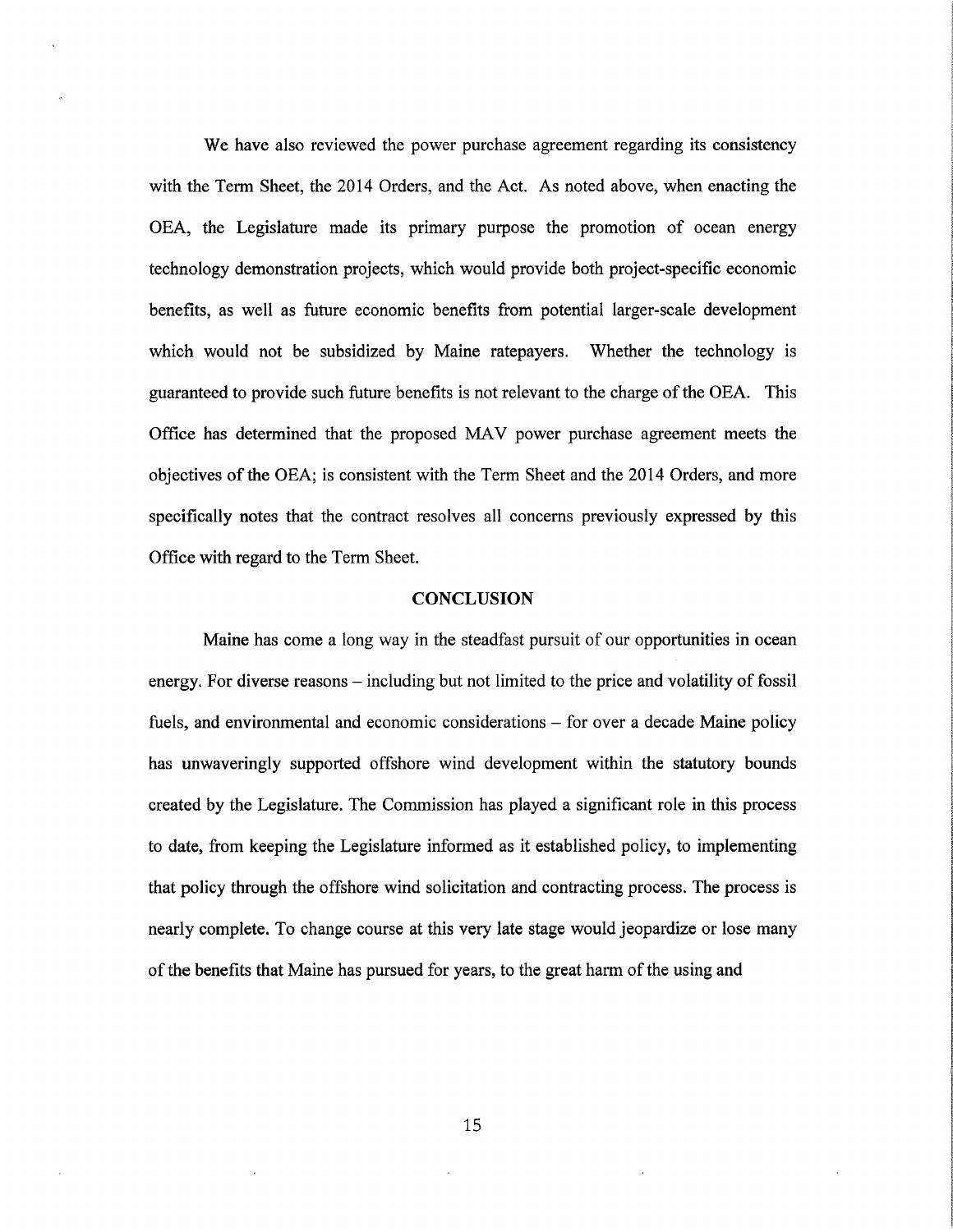We have also reviewed the power purchase agreement regarding its consistency with the Term Sheet, the 2014 Orders, and the Act. As noted above, when enacting the OEA, the Legislature made its primary purpose the promotion of ocean energy technology demonstration projects, which would provide both project-specific economic benefits, as well as future economic benefits from potential larger-scale development which would not be subsidized by Maine ratepayers. Whether the technology is guaranteed to provide such future benefits is not relevant to the charge of the OEA. This Office has determined that the proposed MAV power purchase agreement meets the objectives of the OEA; is consistent with the Term Sheet and the 2014 Orders, and more specifically notes that the contract resolves all concerns previously expressed by this Office with regard to the Term Sheet.

## CONCLUSION

Maine has come a long way in the steadfast pursuit of our opportunities in ocean energy. For diverse reasons – including but not limited to the price and volatility of fossil fuels, and environmental and economic considerations – for over a decade Maine policy has unwaveringly supported offshore wind development within the statutory bounds created by the Legislature. The Commission has played a significant role in this process to date, from keeping the Legislature informed as it established policy, to implementing that policy through the offshore wind solicitation and contracting process. The process is nearly complete. To change course at this very late stage would jeopardize or lose many of the benefits that Maine has pursued for years, to the great harm of the using and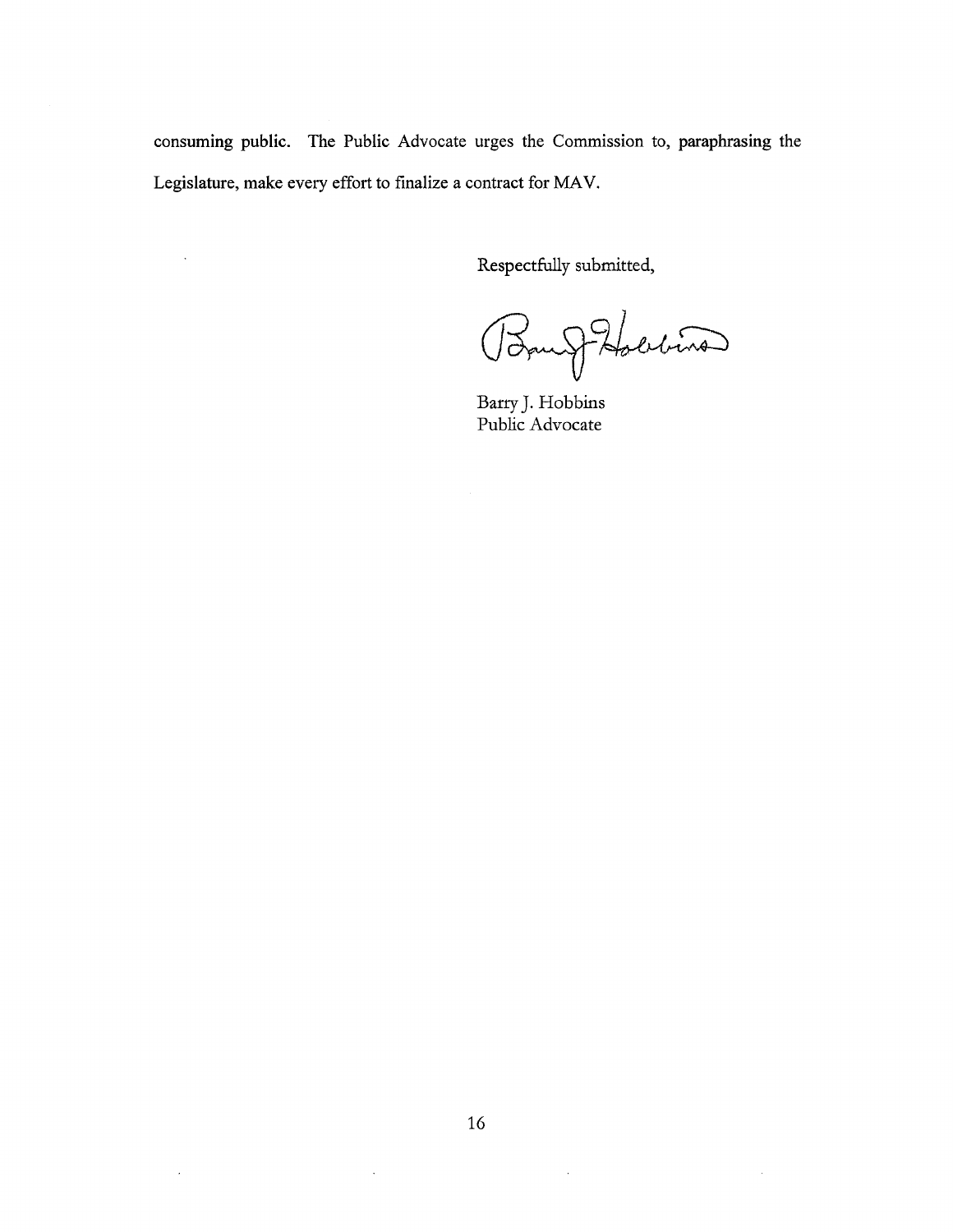consuming public. The Public Advocate urges the Commission to, paraphrasing the Legislature, make every effort to finalize a contract for MAV.

Respectfully submitted,

Barry J. Hobbins
Public Advocate